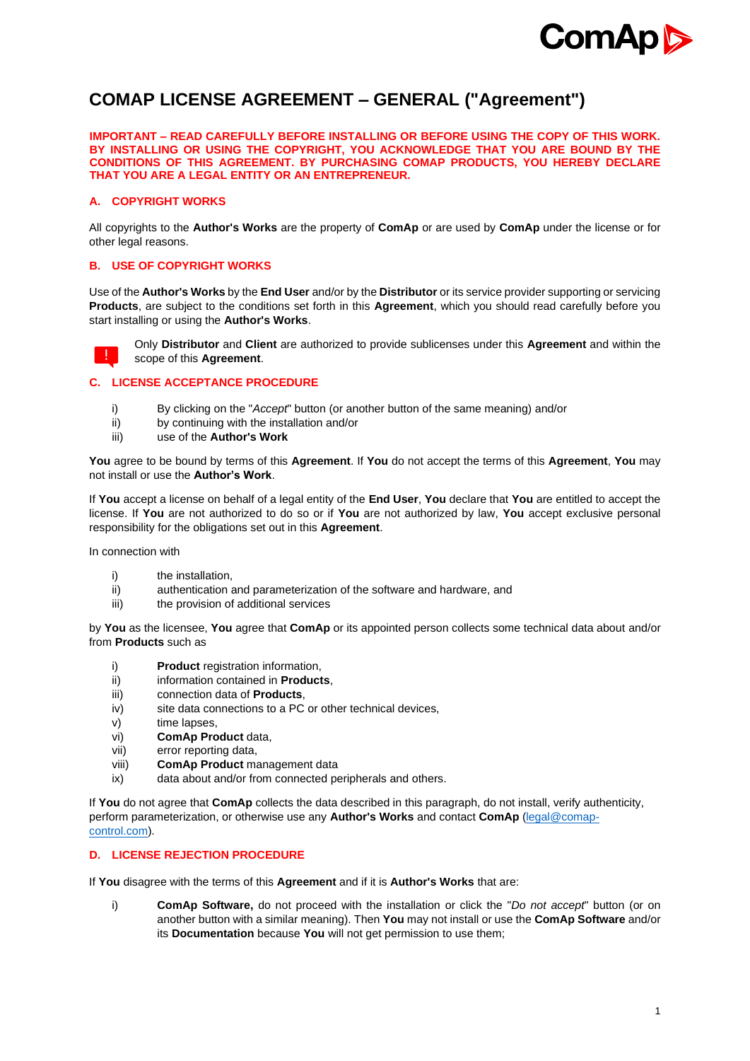# COMAP LICENSE AGREEMENT – GENERAL ("Agreement")

**IMPORTANT – READ CAREFULLY BEFORE INSTALLING OR BEFORE USING THE COPY OF THIS WORK. BY INSTALLING OR USING THE COPYRIGHT, YOU ACKNOWLEDGE THAT YOU ARE BOUND BY THE CONDITIONS OF THIS AGREEMENT. BY PURCHASING COMAP PRODUCTS, YOU HEREBY DECLARE THAT YOU ARE A LEGAL ENTITY OR AN ENTREPRENEUR.**

## A. COPYRIGHT WORKS

All copyrights to the **Author's Works** are the property of **ComAp** or are used by **ComAp** under the license or for other legal reasons.

## B. USE OF COPYRIGHT WORKS

Use of the **Author's Works** by the **End User** and/or by the **Distributor** or its service provider supporting or servicing **Products**, are subject to the conditions set forth in this **Agreement**, which you should read carefully before you start installing or using the **Author's Works**.

Only **Distributor** and **Client** are authorized to provide sublicenses under this **Agreement** and within the scope of this **Agreement**.

## C. LICENSE ACCEPTANCE PROCEDURE

i) By clicking on the "*Accept*" button (or another button of the same meaning) and/or
ii) by continuing with the installation and/or
iii) use of the **Author's Work**

**You** agree to be bound by terms of this **Agreement**. If **You** do not accept the terms of this **Agreement**, **You** may not install or use the **Author's Work**.

If **You** accept a license on behalf of a legal entity of the **End User**, **You** declare that **You** are entitled to accept the license. If **You** are not authorized to do so or if **You** are not authorized by law, **You** accept exclusive personal responsibility for the obligations set out in this **Agreement**.

In connection with

i) the installation,
ii) authentication and parameterization of the software and hardware, and
iii) the provision of additional services

by **You** as the licensee, **You** agree that **ComAp** or its appointed person collects some technical data about and/or from **Products** such as

i) **Product** registration information,
ii) information contained in **Products**,
iii) connection data of **Products**,
iv) site data connections to a PC or other technical devices,
v) time lapses,
vi) **ComAp Product** data,
vii) error reporting data,
viii) **ComAp Product** management data
ix) data about and/or from connected peripherals and others.

If **You** do not agree that **ComAp** collects the data described in this paragraph, do not install, verify authenticity, perform parameterization, or otherwise use any **Author's Works** and contact **ComAp** (legal@comap-control.com).

## D. LICENSE REJECTION PROCEDURE

If **You** disagree with the terms of this **Agreement** and if it is **Author's Works** that are:

i) **ComAp Software,** do not proceed with the installation or click the "*Do not accept*" button (or on another button with a similar meaning). Then **You** may not install or use the **ComAp Software** and/or its **Documentation** because **You** will not get permission to use them;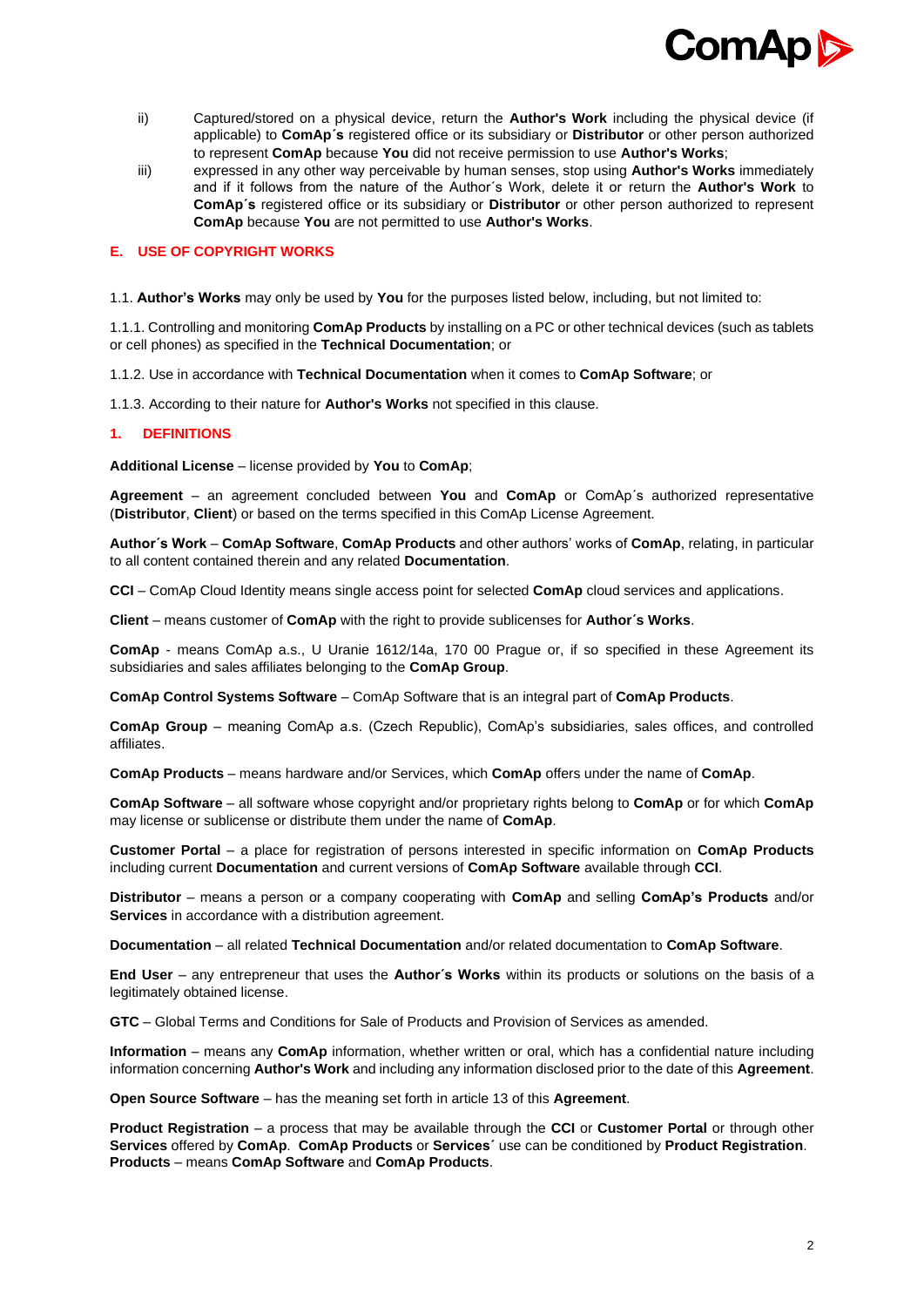ii) Captured/stored on a physical device, return the **Author's Work** including the physical device (if applicable) to **ComAp´s** registered office or its subsidiary or **Distributor** or other person authorized to represent **ComAp** because **You** did not receive permission to use **Author's Works**;

iii) expressed in any other way perceivable by human senses, stop using **Author's Works** immediately and if it follows from the nature of the Author´s Work, delete it or return the **Author's Work** to **ComAp´s** registered office or its subsidiary or **Distributor** or other person authorized to represent **ComAp** because **You** are not permitted to use **Author's Works**.

## E. USE OF COPYRIGHT WORKS

1.1. **Author's Works** may only be used by **You** for the purposes listed below, including, but not limited to:

1.1.1. Controlling and monitoring **ComAp Products** by installing on a PC or other technical devices (such as tablets or cell phones) as specified in the **Technical Documentation**; or

1.1.2. Use in accordance with **Technical Documentation** when it comes to **ComAp Software**; or

1.1.3. According to their nature for **Author's Works** not specified in this clause.

## 1. DEFINITIONS

**Additional License** – license provided by **You** to **ComAp**;

**Agreement** – an agreement concluded between **You** and **ComAp** or ComAp´s authorized representative (**Distributor**, **Client**) or based on the terms specified in this ComAp License Agreement.

**Author´s Work** – **ComAp Software**, **ComAp Products** and other authors' works of **ComAp**, relating, in particular to all content contained therein and any related **Documentation**.

**CCI** – ComAp Cloud Identity means single access point for selected **ComAp** cloud services and applications.

**Client** – means customer of **ComAp** with the right to provide sublicenses for **Author´s Works**.

**ComAp** - means ComAp a.s., U Uranie 1612/14a, 170 00 Prague or, if so specified in these Agreement its subsidiaries and sales affiliates belonging to the **ComAp Group**.

**ComAp Control Systems Software** – ComAp Software that is an integral part of **ComAp Products**.

**ComAp Group** – meaning ComAp a.s. (Czech Republic), ComAp's subsidiaries, sales offices, and controlled affiliates.

**ComAp Products** – means hardware and/or Services, which **ComAp** offers under the name of **ComAp**.

**ComAp Software** – all software whose copyright and/or proprietary rights belong to **ComAp** or for which **ComAp** may license or sublicense or distribute them under the name of **ComAp**.

**Customer Portal** – a place for registration of persons interested in specific information on **ComAp Products** including current **Documentation** and current versions of **ComAp Software** available through **CCI**.

**Distributor** – means a person or a company cooperating with **ComAp** and selling **ComAp's Products** and/or **Services** in accordance with a distribution agreement.

**Documentation** – all related **Technical Documentation** and/or related documentation to **ComAp Software**.

**End User** – any entrepreneur that uses the **Author´s Works** within its products or solutions on the basis of a legitimately obtained license.

**GTC** – Global Terms and Conditions for Sale of Products and Provision of Services as amended.

**Information** – means any **ComAp** information, whether written or oral, which has a confidential nature including information concerning **Author's Work** and including any information disclosed prior to the date of this **Agreement**.

**Open Source Software** – has the meaning set forth in article 13 of this **Agreement**.

**Product Registration** – a process that may be available through the **CCI** or **Customer Portal** or through other **Services** offered by **ComAp**. **ComAp Products** or **Services**´ use can be conditioned by **Product Registration**.

**Products** – means **ComAp Software** and **ComAp Products**.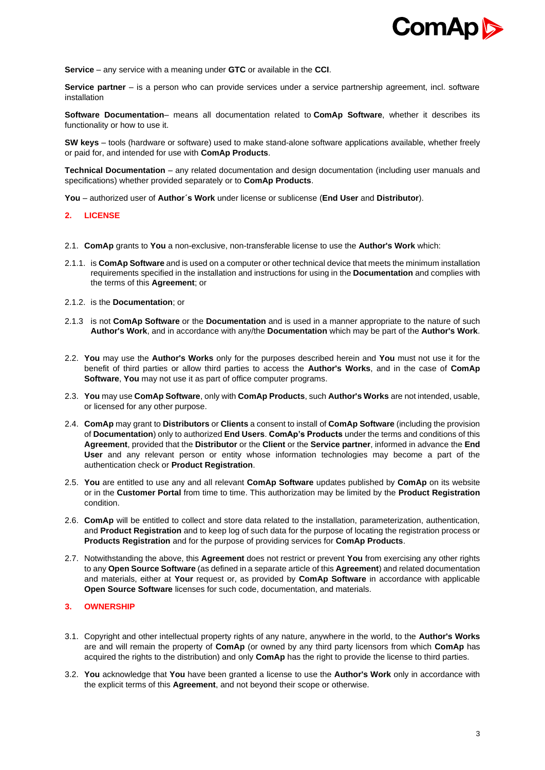**Service** – any service with a meaning under **GTC** or available in the **CCI**.

**Service partner** – is a person who can provide services under a service partnership agreement, incl. software installation

**Software Documentation**– means all documentation related to **ComAp Software**, whether it describes its functionality or how to use it.

**SW keys** – tools (hardware or software) used to make stand-alone software applications available, whether freely or paid for, and intended for use with **ComAp Products**.

**Technical Documentation** – any related documentation and design documentation (including user manuals and specifications) whether provided separately or to **ComAp Products**.

**You** – authorized user of **Author´s Work** under license or sublicense (**End User** and **Distributor**).

## 2. LICENSE

2.1. **ComAp** grants to **You** a non-exclusive, non-transferable license to use the **Author's Work** which:

2.1.1. is **ComAp Software** and is used on a computer or other technical device that meets the minimum installation requirements specified in the installation and instructions for using in the **Documentation** and complies with the terms of this **Agreement**; or

2.1.2. is the **Documentation**; or

2.1.3 is not **ComAp Software** or the **Documentation** and is used in a manner appropriate to the nature of such **Author's Work**, and in accordance with any/the **Documentation** which may be part of the **Author's Work**.

2.2. **You** may use the **Author's Works** only for the purposes described herein and **You** must not use it for the benefit of third parties or allow third parties to access the **Author's Works**, and in the case of **ComAp Software**, **You** may not use it as part of office computer programs.

2.3. **You** may use **ComAp Software**, only with **ComAp Products**, such **Author's Works** are not intended, usable, or licensed for any other purpose.

2.4. **ComAp** may grant to **Distributors** or **Clients** a consent to install of **ComAp Software** (including the provision of **Documentation**) only to authorized **End Users**. **ComAp's Products** under the terms and conditions of this **Agreement**, provided that the **Distributor** or the **Client** or the **Service partner**, informed in advance the **End User** and any relevant person or entity whose information technologies may become a part of the authentication check or **Product Registration**.

2.5. **You** are entitled to use any and all relevant **ComAp Software** updates published by **ComAp** on its website or in the **Customer Portal** from time to time. This authorization may be limited by the **Product Registration** condition.

2.6. **ComAp** will be entitled to collect and store data related to the installation, parameterization, authentication, and **Product Registration** and to keep log of such data for the purpose of locating the registration process or **Products Registration** and for the purpose of providing services for **ComAp Products**.

2.7. Notwithstanding the above, this **Agreement** does not restrict or prevent **You** from exercising any other rights to any **Open Source Software** (as defined in a separate article of this **Agreement**) and related documentation and materials, either at **Your** request or, as provided by **ComAp Software** in accordance with applicable **Open Source Software** licenses for such code, documentation, and materials.

## 3. OWNERSHIP

3.1. Copyright and other intellectual property rights of any nature, anywhere in the world, to the **Author's Works** are and will remain the property of **ComAp** (or owned by any third party licensors from which **ComAp** has acquired the rights to the distribution) and only **ComAp** has the right to provide the license to third parties.

3.2. **You** acknowledge that **You** have been granted a license to use the **Author's Work** only in accordance with the explicit terms of this **Agreement**, and not beyond their scope or otherwise.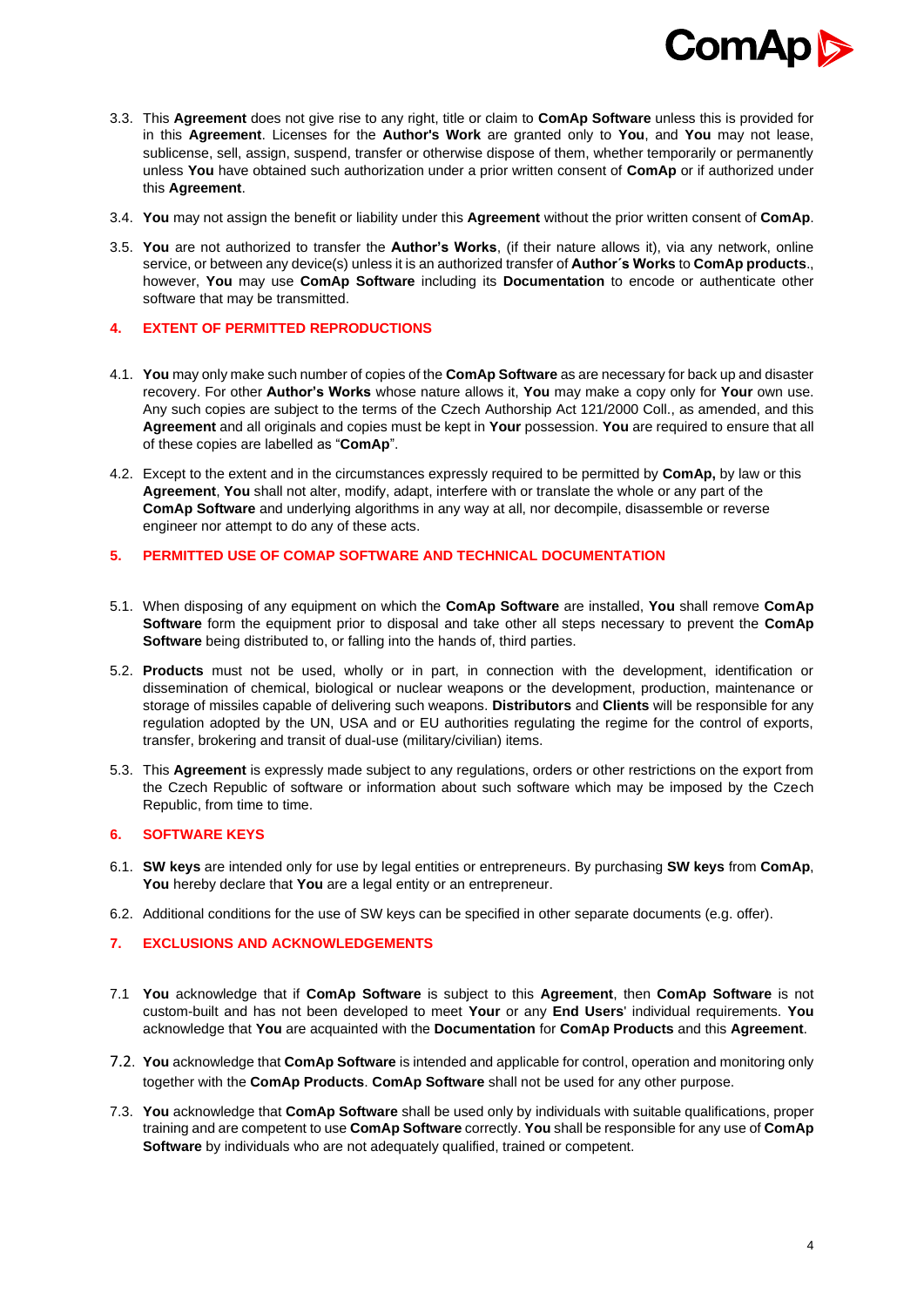3.3. This **Agreement** does not give rise to any right, title or claim to **ComAp Software** unless this is provided for in this **Agreement**. Licenses for the **Author's Work** are granted only to **You**, and **You** may not lease, sublicense, sell, assign, suspend, transfer or otherwise dispose of them, whether temporarily or permanently unless **You** have obtained such authorization under a prior written consent of **ComAp** or if authorized under this **Agreement**.

3.4. **You** may not assign the benefit or liability under this **Agreement** without the prior written consent of **ComAp**.

3.5. **You** are not authorized to transfer the **Author's Works**, (if their nature allows it), via any network, online service, or between any device(s) unless it is an authorized transfer of **Author´s Works** to **ComAp products**., however, **You** may use **ComAp Software** including its **Documentation** to encode or authenticate other software that may be transmitted.

## 4. EXTENT OF PERMITTED REPRODUCTIONS

4.1. **You** may only make such number of copies of the **ComAp Software** as are necessary for back up and disaster recovery. For other **Author's Works** whose nature allows it, **You** may make a copy only for **Your** own use. Any such copies are subject to the terms of the Czech Authorship Act 121/2000 Coll., as amended, and this **Agreement** and all originals and copies must be kept in **Your** possession. **You** are required to ensure that all of these copies are labelled as "**ComAp**".

4.2. Except to the extent and in the circumstances expressly required to be permitted by **ComAp,** by law or this **Agreement**, **You** shall not alter, modify, adapt, interfere with or translate the whole or any part of the **ComAp Software** and underlying algorithms in any way at all, nor decompile, disassemble or reverse engineer nor attempt to do any of these acts.

## 5. PERMITTED USE OF COMAP SOFTWARE AND TECHNICAL DOCUMENTATION

5.1. When disposing of any equipment on which the **ComAp Software** are installed, **You** shall remove **ComAp Software** form the equipment prior to disposal and take other all steps necessary to prevent the **ComAp Software** being distributed to, or falling into the hands of, third parties.

5.2. **Products** must not be used, wholly or in part, in connection with the development, identification or dissemination of chemical, biological or nuclear weapons or the development, production, maintenance or storage of missiles capable of delivering such weapons. **Distributors** and **Clients** will be responsible for any regulation adopted by the UN, USA and or EU authorities regulating the regime for the control of exports, transfer, brokering and transit of dual-use (military/civilian) items.

5.3. This **Agreement** is expressly made subject to any regulations, orders or other restrictions on the export from the Czech Republic of software or information about such software which may be imposed by the Czech Republic, from time to time.

## 6. SOFTWARE KEYS

6.1. **SW keys** are intended only for use by legal entities or entrepreneurs. By purchasing **SW keys** from **ComAp**, **You** hereby declare that **You** are a legal entity or an entrepreneur.

6.2. Additional conditions for the use of SW keys can be specified in other separate documents (e.g. offer).

## 7. EXCLUSIONS AND ACKNOWLEDGEMENTS

7.1 **You** acknowledge that if **ComAp Software** is subject to this **Agreement**, then **ComAp Software** is not custom-built and has not been developed to meet **Your** or any **End Users**' individual requirements. **You** acknowledge that **You** are acquainted with the **Documentation** for **ComAp Products** and this **Agreement**.

7.2. **You** acknowledge that **ComAp Software** is intended and applicable for control, operation and monitoring only together with the **ComAp Products**. **ComAp Software** shall not be used for any other purpose.

7.3. **You** acknowledge that **ComAp Software** shall be used only by individuals with suitable qualifications, proper training and are competent to use **ComAp Software** correctly. **You** shall be responsible for any use of **ComAp Software** by individuals who are not adequately qualified, trained or competent.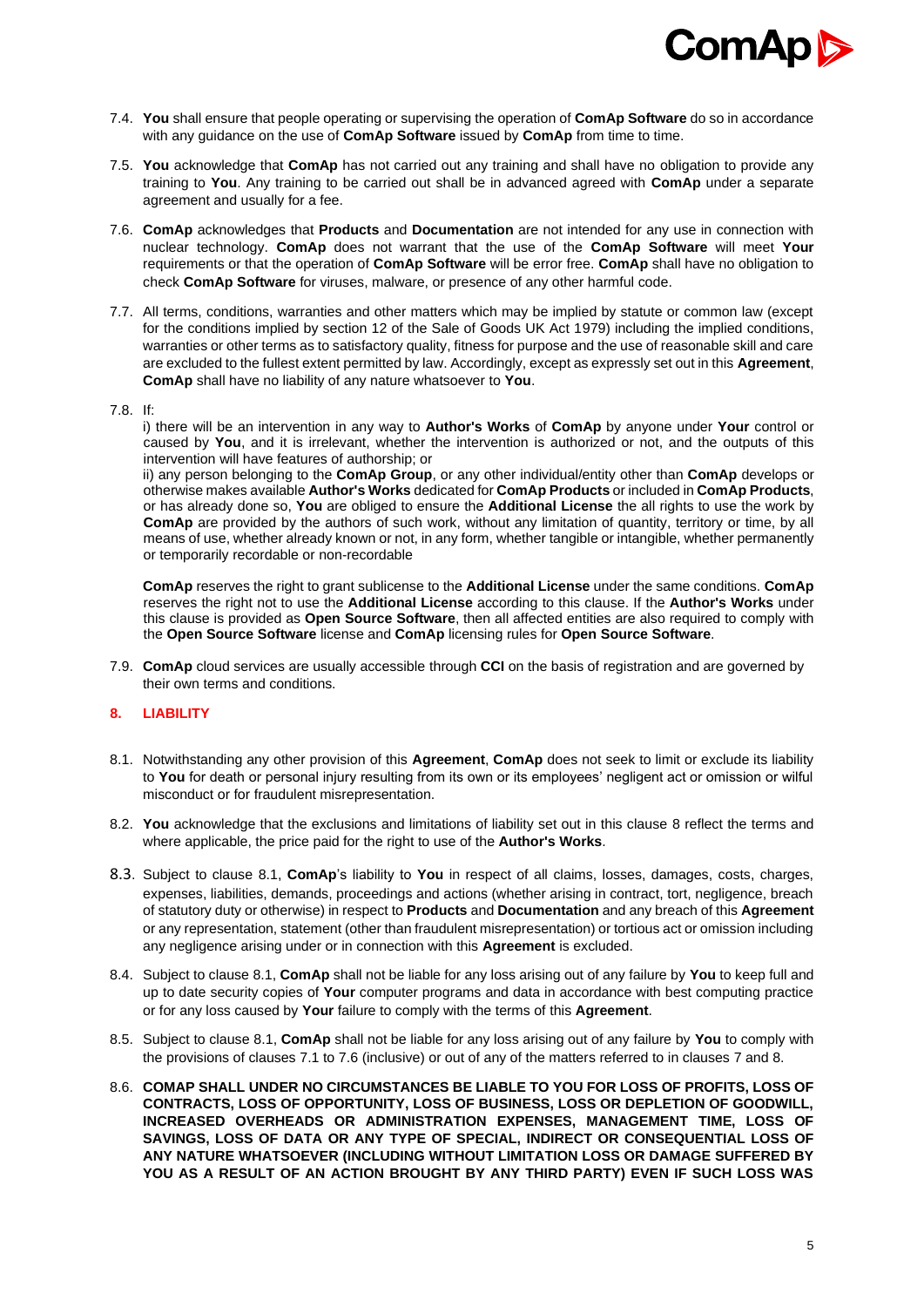7.4. **You** shall ensure that people operating or supervising the operation of **ComAp Software** do so in accordance with any guidance on the use of **ComAp Software** issued by **ComAp** from time to time.

7.5. **You** acknowledge that **ComAp** has not carried out any training and shall have no obligation to provide any training to **You**. Any training to be carried out shall be in advanced agreed with **ComAp** under a separate agreement and usually for a fee.

7.6. **ComAp** acknowledges that **Products** and **Documentation** are not intended for any use in connection with nuclear technology. **ComAp** does not warrant that the use of the **ComAp Software** will meet **Your** requirements or that the operation of **ComAp Software** will be error free. **ComAp** shall have no obligation to check **ComAp Software** for viruses, malware, or presence of any other harmful code.

7.7. All terms, conditions, warranties and other matters which may be implied by statute or common law (except for the conditions implied by section 12 of the Sale of Goods UK Act 1979) including the implied conditions, warranties or other terms as to satisfactory quality, fitness for purpose and the use of reasonable skill and care are excluded to the fullest extent permitted by law. Accordingly, except as expressly set out in this **Agreement**, **ComAp** shall have no liability of any nature whatsoever to **You**.

7.8. If:
i) there will be an intervention in any way to **Author's Works** of **ComAp** by anyone under **Your** control or caused by **You**, and it is irrelevant, whether the intervention is authorized or not, and the outputs of this intervention will have features of authorship; or
ii) any person belonging to the **ComAp Group**, or any other individual/entity other than **ComAp** develops or otherwise makes available **Author's Works** dedicated for **ComAp Products** or included in **ComAp Products**, or has already done so, **You** are obliged to ensure the **Additional License** the all rights to use the work by **ComAp** are provided by the authors of such work, without any limitation of quantity, territory or time, by all means of use, whether already known or not, in any form, whether tangible or intangible, whether permanently or temporarily recordable or non-recordable

**ComAp** reserves the right to grant sublicense to the **Additional License** under the same conditions. **ComAp** reserves the right not to use the **Additional License** according to this clause. If the **Author's Works** under this clause is provided as **Open Source Software**, then all affected entities are also required to comply with the **Open Source Software** license and **ComAp** licensing rules for **Open Source Software**.

7.9. **ComAp** cloud services are usually accessible through **CCI** on the basis of registration and are governed by their own terms and conditions.

## 8. LIABILITY

8.1. Notwithstanding any other provision of this **Agreement**, **ComAp** does not seek to limit or exclude its liability to **You** for death or personal injury resulting from its own or its employees' negligent act or omission or wilful misconduct or for fraudulent misrepresentation.

8.2. **You** acknowledge that the exclusions and limitations of liability set out in this clause 8 reflect the terms and where applicable, the price paid for the right to use of the **Author's Works**.

8.3. Subject to clause 8.1, **ComAp**'s liability to **You** in respect of all claims, losses, damages, costs, charges, expenses, liabilities, demands, proceedings and actions (whether arising in contract, tort, negligence, breach of statutory duty or otherwise) in respect to **Products** and **Documentation** and any breach of this **Agreement** or any representation, statement (other than fraudulent misrepresentation) or tortious act or omission including any negligence arising under or in connection with this **Agreement** is excluded.

8.4. Subject to clause 8.1, **ComAp** shall not be liable for any loss arising out of any failure by **You** to keep full and up to date security copies of **Your** computer programs and data in accordance with best computing practice or for any loss caused by **Your** failure to comply with the terms of this **Agreement**.

8.5. Subject to clause 8.1, **ComAp** shall not be liable for any loss arising out of any failure by **You** to comply with the provisions of clauses 7.1 to 7.6 (inclusive) or out of any of the matters referred to in clauses 7 and 8.

8.6. **COMAP SHALL UNDER NO CIRCUMSTANCES BE LIABLE TO YOU FOR LOSS OF PROFITS, LOSS OF CONTRACTS, LOSS OF OPPORTUNITY, LOSS OF BUSINESS, LOSS OR DEPLETION OF GOODWILL, INCREASED OVERHEADS OR ADMINISTRATION EXPENSES, MANAGEMENT TIME, LOSS OF SAVINGS, LOSS OF DATA OR ANY TYPE OF SPECIAL, INDIRECT OR CONSEQUENTIAL LOSS OF ANY NATURE WHATSOEVER (INCLUDING WITHOUT LIMITATION LOSS OR DAMAGE SUFFERED BY YOU AS A RESULT OF AN ACTION BROUGHT BY ANY THIRD PARTY) EVEN IF SUCH LOSS WAS**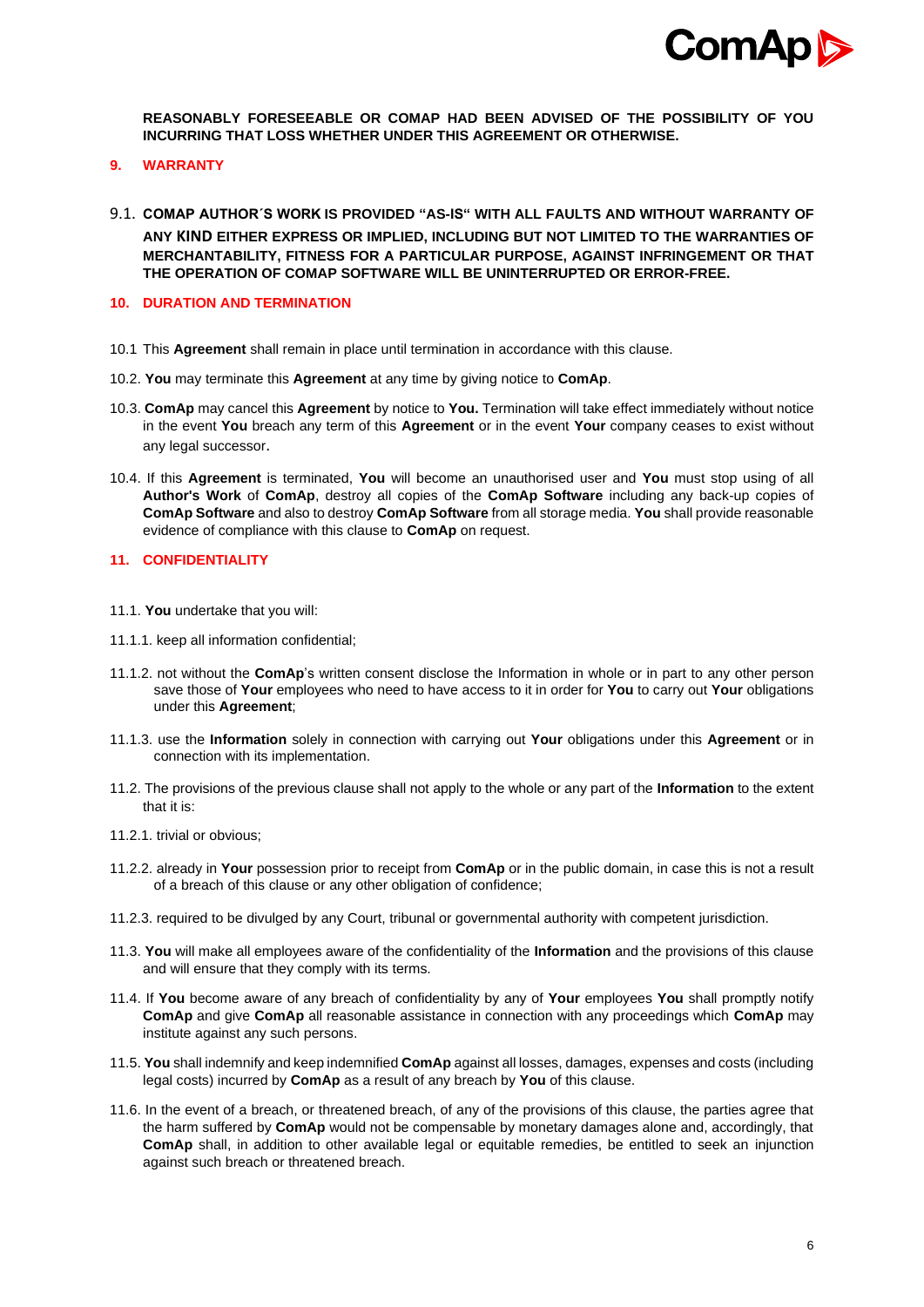**REASONABLY FORESEEABLE OR COMAP HAD BEEN ADVISED OF THE POSSIBILITY OF YOU INCURRING THAT LOSS WHETHER UNDER THIS AGREEMENT OR OTHERWISE.**

## 9. WARRANTY

9.1. **COMAP AUTHOR´S WORK IS PROVIDED "AS-IS" WITH ALL FAULTS AND WITHOUT WARRANTY OF ANY KIND EITHER EXPRESS OR IMPLIED, INCLUDING BUT NOT LIMITED TO THE WARRANTIES OF MERCHANTABILITY, FITNESS FOR A PARTICULAR PURPOSE, AGAINST INFRINGEMENT OR THAT THE OPERATION OF COMAP SOFTWARE WILL BE UNINTERRUPTED OR ERROR-FREE.**

## 10. DURATION AND TERMINATION

10.1 This **Agreement** shall remain in place until termination in accordance with this clause.

10.2. **You** may terminate this **Agreement** at any time by giving notice to **ComAp**.

10.3. **ComAp** may cancel this **Agreement** by notice to **You.** Termination will take effect immediately without notice in the event **You** breach any term of this **Agreement** or in the event **Your** company ceases to exist without any legal successor.

10.4. If this **Agreement** is terminated, **You** will become an unauthorised user and **You** must stop using of all **Author's Work** of **ComAp**, destroy all copies of the **ComAp Software** including any back-up copies of **ComAp Software** and also to destroy **ComAp Software** from all storage media. **You** shall provide reasonable evidence of compliance with this clause to **ComAp** on request.

## 11. CONFIDENTIALITY

11.1. **You** undertake that you will:

11.1.1. keep all information confidential;

11.1.2. not without the **ComAp**'s written consent disclose the Information in whole or in part to any other person save those of **Your** employees who need to have access to it in order for **You** to carry out **Your** obligations under this **Agreement**;

11.1.3. use the **Information** solely in connection with carrying out **Your** obligations under this **Agreement** or in connection with its implementation.

11.2. The provisions of the previous clause shall not apply to the whole or any part of the **Information** to the extent that it is:

11.2.1. trivial or obvious;

11.2.2. already in **Your** possession prior to receipt from **ComAp** or in the public domain, in case this is not a result of a breach of this clause or any other obligation of confidence;

11.2.3. required to be divulged by any Court, tribunal or governmental authority with competent jurisdiction.

11.3. **You** will make all employees aware of the confidentiality of the **Information** and the provisions of this clause and will ensure that they comply with its terms.

11.4. If **You** become aware of any breach of confidentiality by any of **Your** employees **You** shall promptly notify **ComAp** and give **ComAp** all reasonable assistance in connection with any proceedings which **ComAp** may institute against any such persons.

11.5. **You** shall indemnify and keep indemnified **ComAp** against all losses, damages, expenses and costs (including legal costs) incurred by **ComAp** as a result of any breach by **You** of this clause.

11.6. In the event of a breach, or threatened breach, of any of the provisions of this clause, the parties agree that the harm suffered by **ComAp** would not be compensable by monetary damages alone and, accordingly, that **ComAp** shall, in addition to other available legal or equitable remedies, be entitled to seek an injunction against such breach or threatened breach.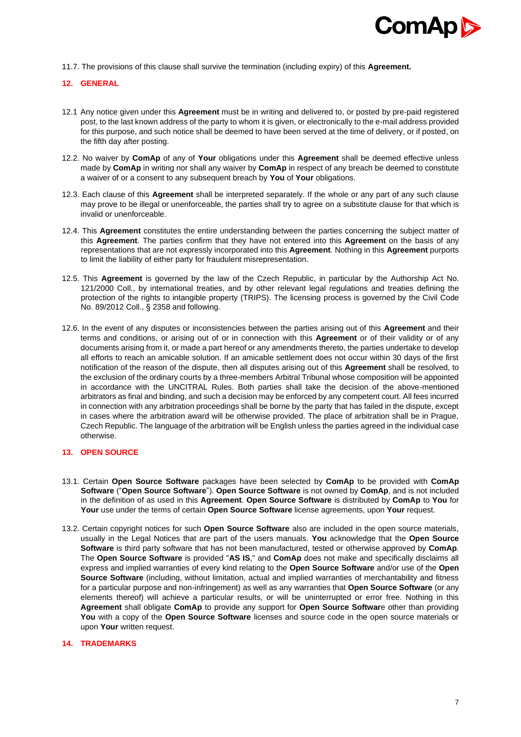11.7. The provisions of this clause shall survive the termination (including expiry) of this **Agreement.**

## 12. GENERAL

12.1 Any notice given under this **Agreement** must be in writing and delivered to, or posted by pre-paid registered post, to the last known address of the party to whom it is given, or electronically to the e-mail address provided for this purpose, and such notice shall be deemed to have been served at the time of delivery, or if posted, on the fifth day after posting.

12.2. No waiver by **ComAp** of any of **Your** obligations under this **Agreement** shall be deemed effective unless made by **ComAp** in writing nor shall any waiver by **ComAp** in respect of any breach be deemed to constitute a waiver of or a consent to any subsequent breach by **You** of **Your** obligations.

12.3. Each clause of this **Agreement** shall be interpreted separately. If the whole or any part of any such clause may prove to be illegal or unenforceable, the parties shall try to agree on a substitute clause for that which is invalid or unenforceable.

12.4. This **Agreement** constitutes the entire understanding between the parties concerning the subject matter of this **Agreement**. The parties confirm that they have not entered into this **Agreement** on the basis of any representations that are not expressly incorporated into this **Agreement**. Nothing in this **Agreement** purports to limit the liability of either party for fraudulent misrepresentation.

12.5. This **Agreement** is governed by the law of the Czech Republic, in particular by the Authorship Act No. 121/2000 Coll., by international treaties, and by other relevant legal regulations and treaties defining the protection of the rights to intangible property (TRIPS). The licensing process is governed by the Civil Code No. 89/2012 Coll., § 2358 and following.

12.6. In the event of any disputes or inconsistencies between the parties arising out of this **Agreement** and their terms and conditions, or arising out of or in connection with this **Agreement** or of their validity or of any documents arising from it, or made a part hereof or any amendments thereto, the parties undertake to develop all efforts to reach an amicable solution. If an amicable settlement does not occur within 30 days of the first notification of the reason of the dispute, then all disputes arising out of this **Agreement** shall be resolved, to the exclusion of the ordinary courts by a three-members Arbitral Tribunal whose composition will be appointed in accordance with the UNCITRAL Rules. Both parties shall take the decision of the above-mentioned arbitrators as final and binding, and such a decision may be enforced by any competent court. All fees incurred in connection with any arbitration proceedings shall be borne by the party that has failed in the dispute, except in cases where the arbitration award will be otherwise provided. The place of arbitration shall be in Prague, Czech Republic. The language of the arbitration will be English unless the parties agreed in the individual case otherwise.

## 13. OPEN SOURCE

13.1. Certain **Open Source Software** packages have been selected by **ComAp** to be provided with **ComAp Software** ("**Open Source Software**"). **Open Source Software** is not owned by **ComAp**, and is not included in the definition of as used in this **Agreement**. **Open Source Software** is distributed by **ComAp** to **You** for **Your** use under the terms of certain **Open Source Software** license agreements, upon **Your** request.

13.2. Certain copyright notices for such **Open Source Software** also are included in the open source materials, usually in the Legal Notices that are part of the users manuals. **You** acknowledge that the **Open Source Software** is third party software that has not been manufactured, tested or otherwise approved by **ComAp**. The **Open Source Software** is provided "**AS IS**," and **ComAp** does not make and specifically disclaims all express and implied warranties of every kind relating to the **Open Source Software** and/or use of the **Open Source Software** (including, without limitation, actual and implied warranties of merchantability and fitness for a particular purpose and non-infringement) as well as any warranties that **Open Source Software** (or any elements thereof) will achieve a particular results, or will be uninterrupted or error free. Nothing in this **Agreement** shall obligate **ComAp** to provide any support for **Open Source Software** other than providing **You** with a copy of the **Open Source Software** licenses and source code in the open source materials or upon **Your** written request.

## 14. TRADEMARKS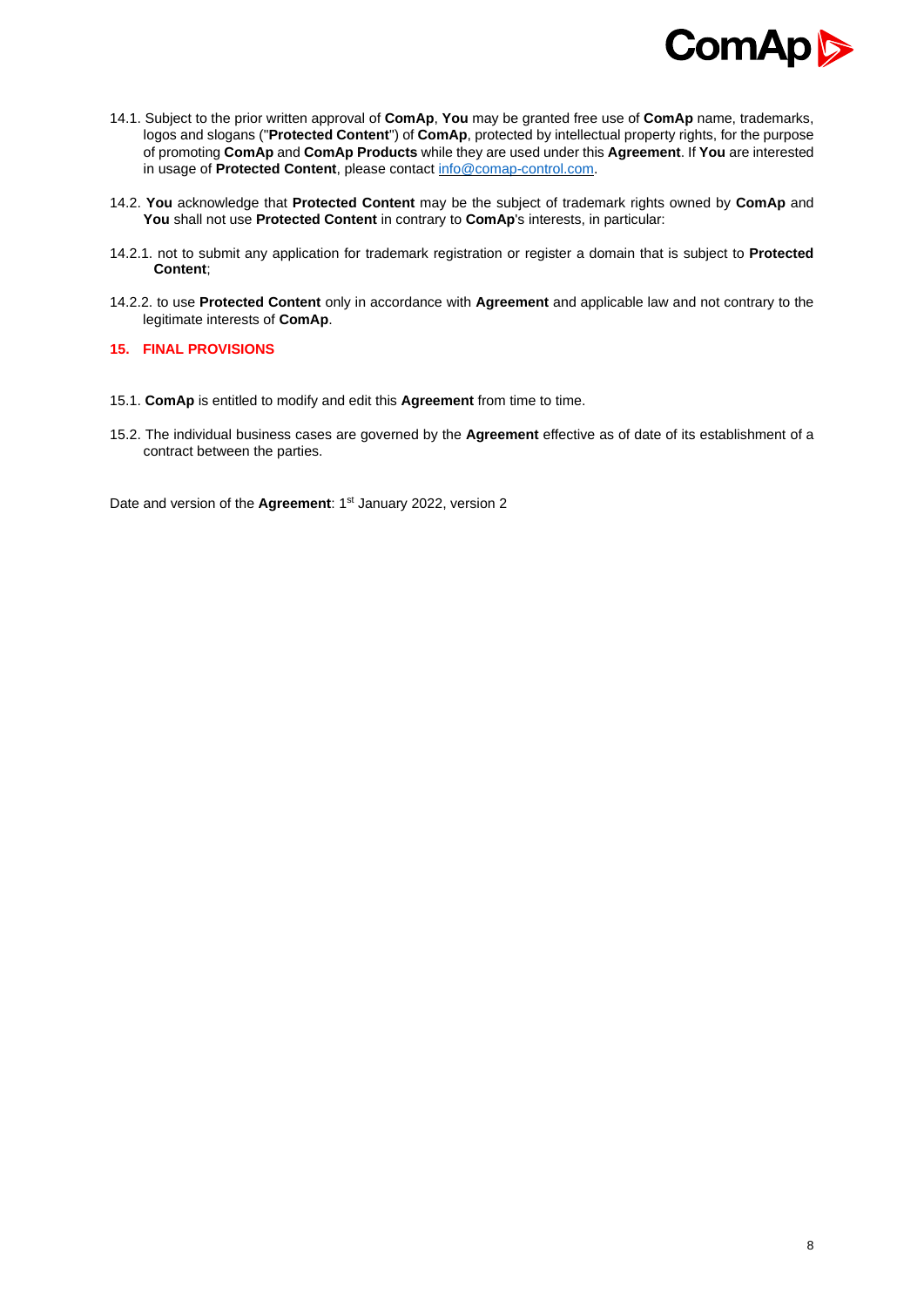14.1. Subject to the prior written approval of **ComAp**, **You** may be granted free use of **ComAp** name, trademarks, logos and slogans ("**Protected Content**") of **ComAp**, protected by intellectual property rights, for the purpose of promoting **ComAp** and **ComAp Products** while they are used under this **Agreement**. If **You** are interested in usage of **Protected Content**, please contact info@comap-control.com.

14.2. **You** acknowledge that **Protected Content** may be the subject of trademark rights owned by **ComAp** and **You** shall not use **Protected Content** in contrary to **ComAp**'s interests, in particular:

14.2.1. not to submit any application for trademark registration or register a domain that is subject to **Protected Content**;

14.2.2. to use **Protected Content** only in accordance with **Agreement** and applicable law and not contrary to the legitimate interests of **ComAp**.

## 15. FINAL PROVISIONS

15.1. **ComAp** is entitled to modify and edit this **Agreement** from time to time.

15.2. The individual business cases are governed by the **Agreement** effective as of date of its establishment of a contract between the parties.

Date and version of the **Agreement**: 1st January 2022, version 2